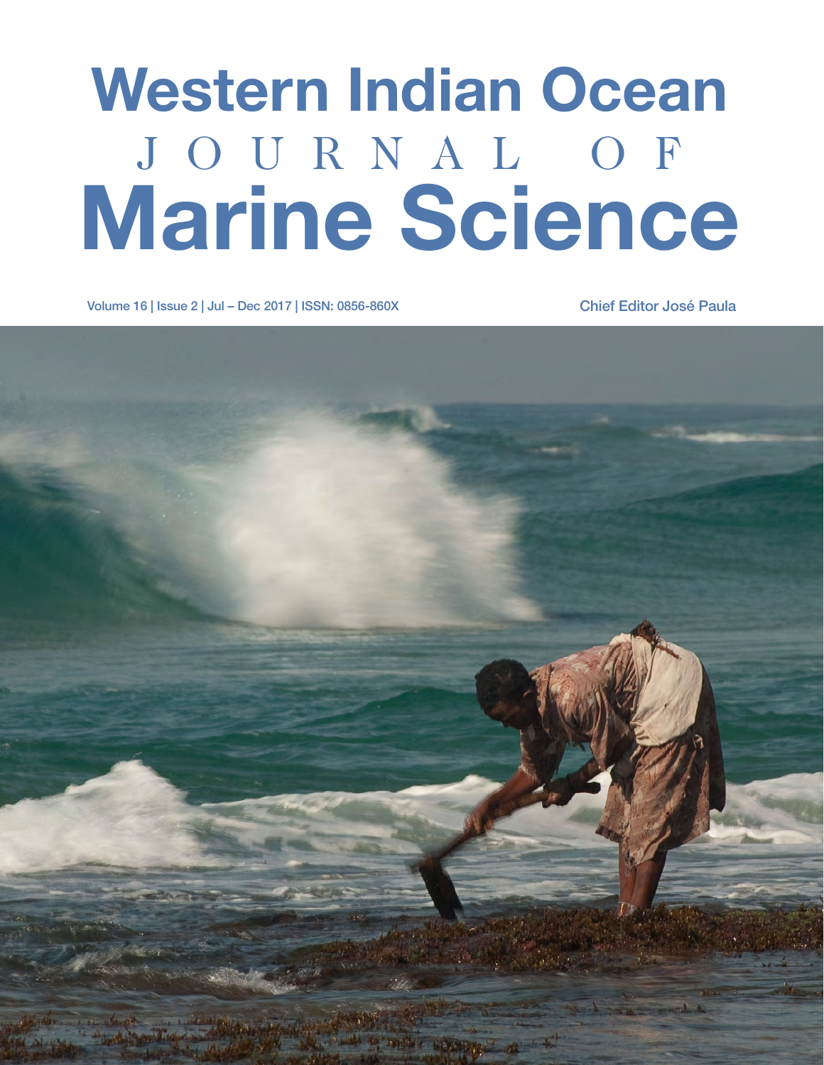# Western Indian Ocean JOURNAL OF Marine Science

Volume 16 | Issue 2 | Jul – Dec 2017 | ISSN: 0856-860X

Chief Editor José Paula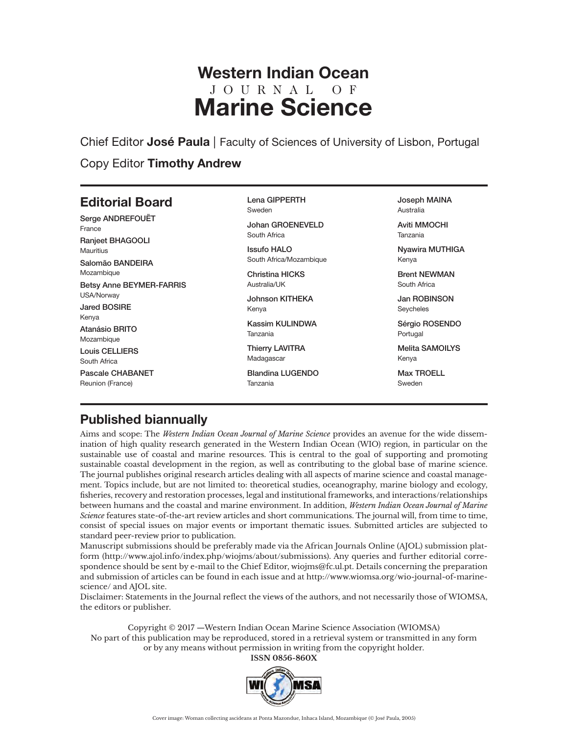# Western Indian Ocean JOURNAL OF Marine Science

Chief Editor **José Paula** | Faculty of Sciences of University of Lisbon, Portugal

Copy Editor **Timothy Andrew**

## Editorial Board

**Serge ANDREFOUËT**
France

**Ranjeet BHAGOOLI**
Mauritius

**Salomão BANDEIRA**
Mozambique

**Betsy Anne BEYMER-FARRIS**
USA/Norway

**Jared BOSIRE**
Kenya

**Atanásio BRITO**
Mozambique

**Louis CELLIERS**
South Africa

**Pascale CHABANET**
Reunion (France)

**Lena GIPPERTH**
Sweden

**Johan GROENEVELD**
South Africa

**Issufo HALO**
South Africa/Mozambique

**Christina HICKS**
Australia/UK

**Johnson KITHEKA**
Kenya

**Kassim KULINDWA**
Tanzania

**Thierry LAVITRA**
Madagascar

**Blandina LUGENDO**
Tanzania

**Joseph MAINA**
Australia

**Aviti MMOCHI**
Tanzania

**Nyawira MUTHIGA**
Kenya

**Brent NEWMAN**
South Africa

**Jan ROBINSON**
Seycheles

**Sérgio ROSENDO**
Portugal

**Melita SAMOILYS**
Kenya

**Max TROELL**
Sweden

## Published biannually

Aims and scope: The *Western Indian Ocean Journal of Marine Science* provides an avenue for the wide dissemination of high quality research generated in the Western Indian Ocean (WIO) region, in particular on the sustainable use of coastal and marine resources. This is central to the goal of supporting and promoting sustainable coastal development in the region, as well as contributing to the global base of marine science. The journal publishes original research articles dealing with all aspects of marine science and coastal management. Topics include, but are not limited to: theoretical studies, oceanography, marine biology and ecology, fisheries, recovery and restoration processes, legal and institutional frameworks, and interactions/relationships between humans and the coastal and marine environment. In addition, *Western Indian Ocean Journal of Marine Science* features state-of-the-art review articles and short communications. The journal will, from time to time, consist of special issues on major events or important thematic issues. Submitted articles are subjected to standard peer-review prior to publication.

Manuscript submissions should be preferably made via the African Journals Online (AJOL) submission platform (http://www.ajol.info/index.php/wiojms/about/submissions). Any queries and further editorial correspondence should be sent by e-mail to the Chief Editor, wiojms@fc.ul.pt. Details concerning the preparation and submission of articles can be found in each issue and at http://www.wiomsa.org/wio-journal-of-marine-science/ and AJOL site.

Disclaimer: Statements in the Journal reflect the views of the authors, and not necessarily those of WIOMSA, the editors or publisher.

Copyright © 2017 —Western Indian Ocean Marine Science Association (WIOMSA)
No part of this publication may be reproduced, stored in a retrieval system or transmitted in any form or by any means without permission in writing from the copyright holder.
**ISSN 0856-860X**

Cover image: Woman collecting ascideans at Ponta Mazondue, Inhaca Island, Mozambique (© José Paula, 2005)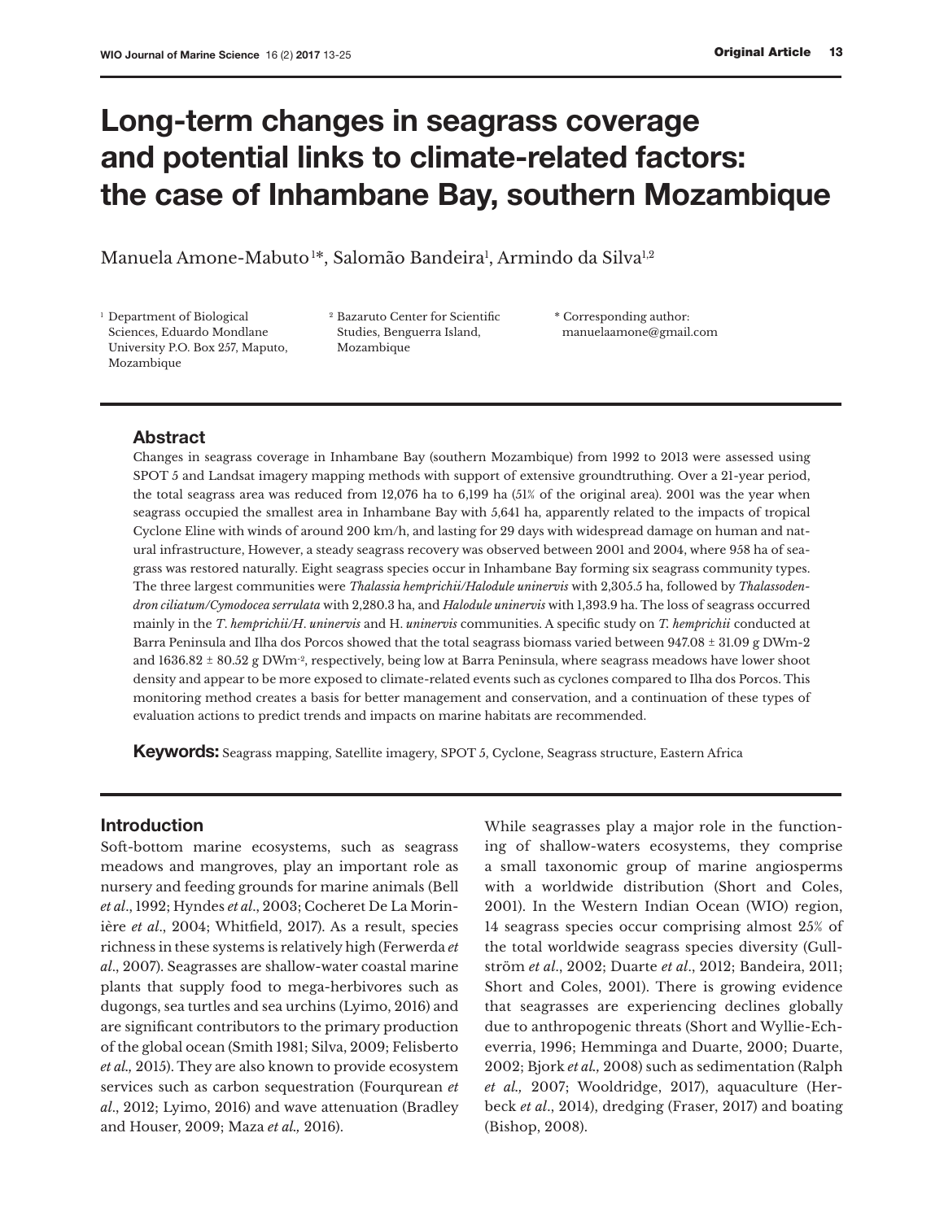# Long-term changes in seagrass coverage and potential links to climate-related factors: the case of Inhambane Bay, southern Mozambique

Manuela Amone-Mabuto[1]*, Salomão Bandeira[1], Armindo da Silva[1,2]

[1] Department of Biological Sciences, Eduardo Mondlane University P.O. Box 257, Maputo, Mozambique

[2] Bazaruto Center for Scientific Studies, Benguerra Island, Mozambique

* Corresponding author: manuelaamone@gmail.com

## Abstract

Changes in seagrass coverage in Inhambane Bay (southern Mozambique) from 1992 to 2013 were assessed using SPOT 5 and Landsat imagery mapping methods with support of extensive groundtruthing. Over a 21-year period, the total seagrass area was reduced from 12,076 ha to 6,199 ha (51% of the original area). 2001 was the year when seagrass occupied the smallest area in Inhambane Bay with 5,641 ha, apparently related to the impacts of tropical Cyclone Eline with winds of around 200 km/h, and lasting for 29 days with widespread damage on human and natural infrastructure, However, a steady seagrass recovery was observed between 2001 and 2004, where 958 ha of seagrass was restored naturally. Eight seagrass species occur in Inhambane Bay forming six seagrass community types. The three largest communities were *Thalassia hemprichii/Halodule uninervis* with 2,305.5 ha, followed by *Thalassodendron ciliatum/Cymodocea serrulata* with 2,280.3 ha, and *Halodule uninervis* with 1,393.9 ha. The loss of seagrass occurred mainly in the *T. hemprichii/H. uninervis* and H. *uninervis* communities. A specific study on *T. hemprichii* conducted at Barra Peninsula and Ilha dos Porcos showed that the total seagrass biomass varied between 947.08 ± 31.09 g DWm-2 and 1636.82 ± 80.52 g DWm$^{-2}$, respectively, being low at Barra Peninsula, where seagrass meadows have lower shoot density and appear to be more exposed to climate-related events such as cyclones compared to Ilha dos Porcos. This monitoring method creates a basis for better management and conservation, and a continuation of these types of evaluation actions to predict trends and impacts on marine habitats are recommended.

**Keywords:** Seagrass mapping, Satellite imagery, SPOT 5, Cyclone, Seagrass structure, Eastern Africa

## Introduction

Soft-bottom marine ecosystems, such as seagrass meadows and mangroves, play an important role as nursery and feeding grounds for marine animals (Bell *et al*., 1992; Hyndes *et al*., 2003; Cocheret De La Morinière *et al*., 2004; Whitfield, 2017). As a result, species richness in these systems is relatively high (Ferwerda *et al*., 2007). Seagrasses are shallow-water coastal marine plants that supply food to mega-herbivores such as dugongs, sea turtles and sea urchins (Lyimo, 2016) and are significant contributors to the primary production of the global ocean (Smith 1981; Silva, 2009; Felisberto *et al.,* 2015). They are also known to provide ecosystem services such as carbon sequestration (Fourqurean *et al*., 2012; Lyimo, 2016) and wave attenuation (Bradley and Houser, 2009; Maza *et al.,* 2016).

While seagrasses play a major role in the functioning of shallow-waters ecosystems, they comprise a small taxonomic group of marine angiosperms with a worldwide distribution (Short and Coles, 2001). In the Western Indian Ocean (WIO) region, 14 seagrass species occur comprising almost 25% of the total worldwide seagrass species diversity (Gullström *et al*., 2002; Duarte *et al*., 2012; Bandeira, 2011; Short and Coles, 2001). There is growing evidence that seagrasses are experiencing declines globally due to anthropogenic threats (Short and Wyllie-Echeverria, 1996; Hemminga and Duarte, 2000; Duarte, 2002; Bjork *et al.,* 2008) such as sedimentation (Ralph *et al.,* 2007; Wooldridge, 2017), aquaculture (Herbeck *et al*., 2014), dredging (Fraser, 2017) and boating (Bishop, 2008).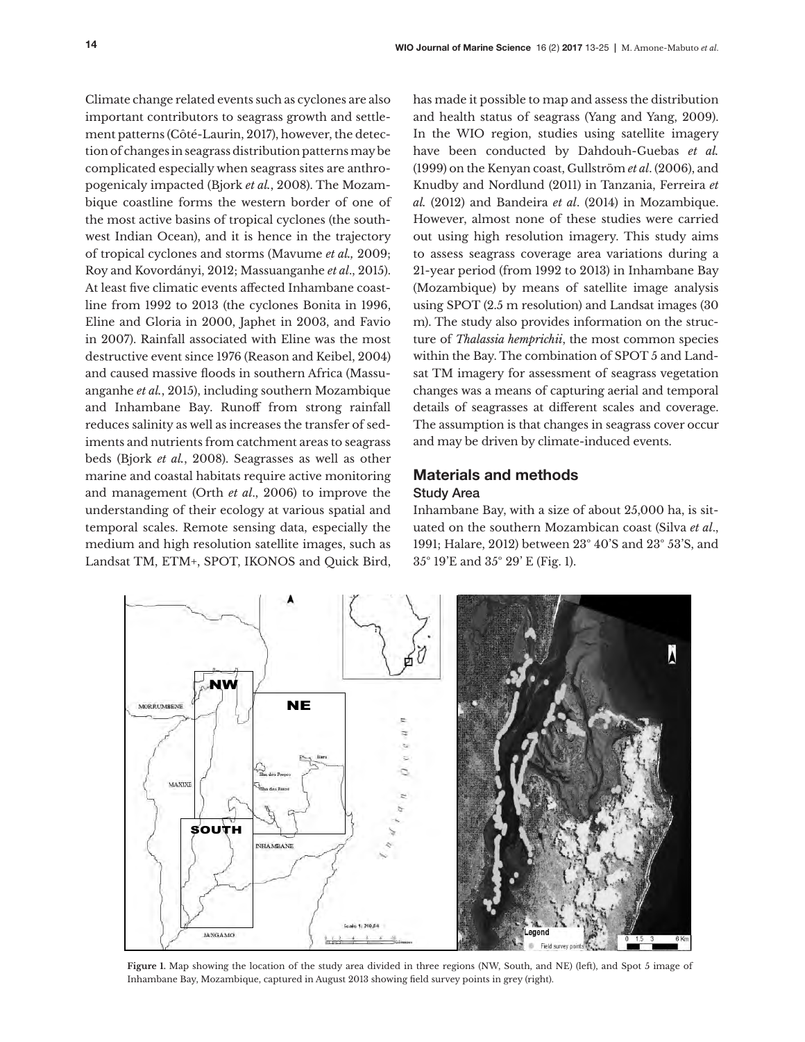Climate change related events such as cyclones are also important contributors to seagrass growth and settlement patterns (Côté-Laurin, 2017), however, the detection of changes in seagrass distribution patterns may be complicated especially when seagrass sites are anthropogenicaly impacted (Bjork *et al.*, 2008). The Mozambique coastline forms the western border of one of the most active basins of tropical cyclones (the southwest Indian Ocean), and it is hence in the trajectory of tropical cyclones and storms (Mavume *et al.,* 2009; Roy and Kovordányi, 2012; Massuanganhe *et al*., 2015). At least five climatic events affected Inhambane coastline from 1992 to 2013 (the cyclones Bonita in 1996, Eline and Gloria in 2000, Japhet in 2003, and Favio in 2007). Rainfall associated with Eline was the most destructive event since 1976 (Reason and Keibel, 2004) and caused massive floods in southern Africa (Massuanganhe *et al.*, 2015), including southern Mozambique and Inhambane Bay. Runoff from strong rainfall reduces salinity as well as increases the transfer of sediments and nutrients from catchment areas to seagrass beds (Bjork *et al.*, 2008). Seagrasses as well as other marine and coastal habitats require active monitoring and management (Orth *et al*., 2006) to improve the understanding of their ecology at various spatial and temporal scales. Remote sensing data, especially the medium and high resolution satellite images, such as Landsat TM, ETM+, SPOT, IKONOS and Quick Bird, has made it possible to map and assess the distribution and health status of seagrass (Yang and Yang, 2009). In the WIO region, studies using satellite imagery have been conducted by Dahdouh-Guebas *et al.* (1999) on the Kenyan coast, Gullström *et al*. (2006), and Knudby and Nordlund (2011) in Tanzania, Ferreira *et al.* (2012) and Bandeira *et al*. (2014) in Mozambique. However, almost none of these studies were carried out using high resolution imagery. This study aims to assess seagrass coverage area variations during a 21-year period (from 1992 to 2013) in Inhambane Bay (Mozambique) by means of satellite image analysis using SPOT (2.5 m resolution) and Landsat images (30 m). The study also provides information on the structure of *Thalassia hemprichii*, the most common species within the Bay. The combination of SPOT 5 and Landsat TM imagery for assessment of seagrass vegetation changes was a means of capturing aerial and temporal details of seagrasses at different scales and coverage. The assumption is that changes in seagrass cover occur and may be driven by climate-induced events.

## Materials and methods

### Study Area

Inhambane Bay, with a size of about 25,000 ha, is situated on the southern Mozambican coast (Silva *et al*., 1991; Halare, 2012) between 23° 40'S and 23° 53'S, and 35° 19'E and 35° 29' E (Fig. 1).

**Figure 1.** Map showing the location of the study area divided in three regions (NW, South, and NE) (left), and Spot 5 image of Inhambane Bay, Mozambique, captured in August 2013 showing field survey points in grey (right).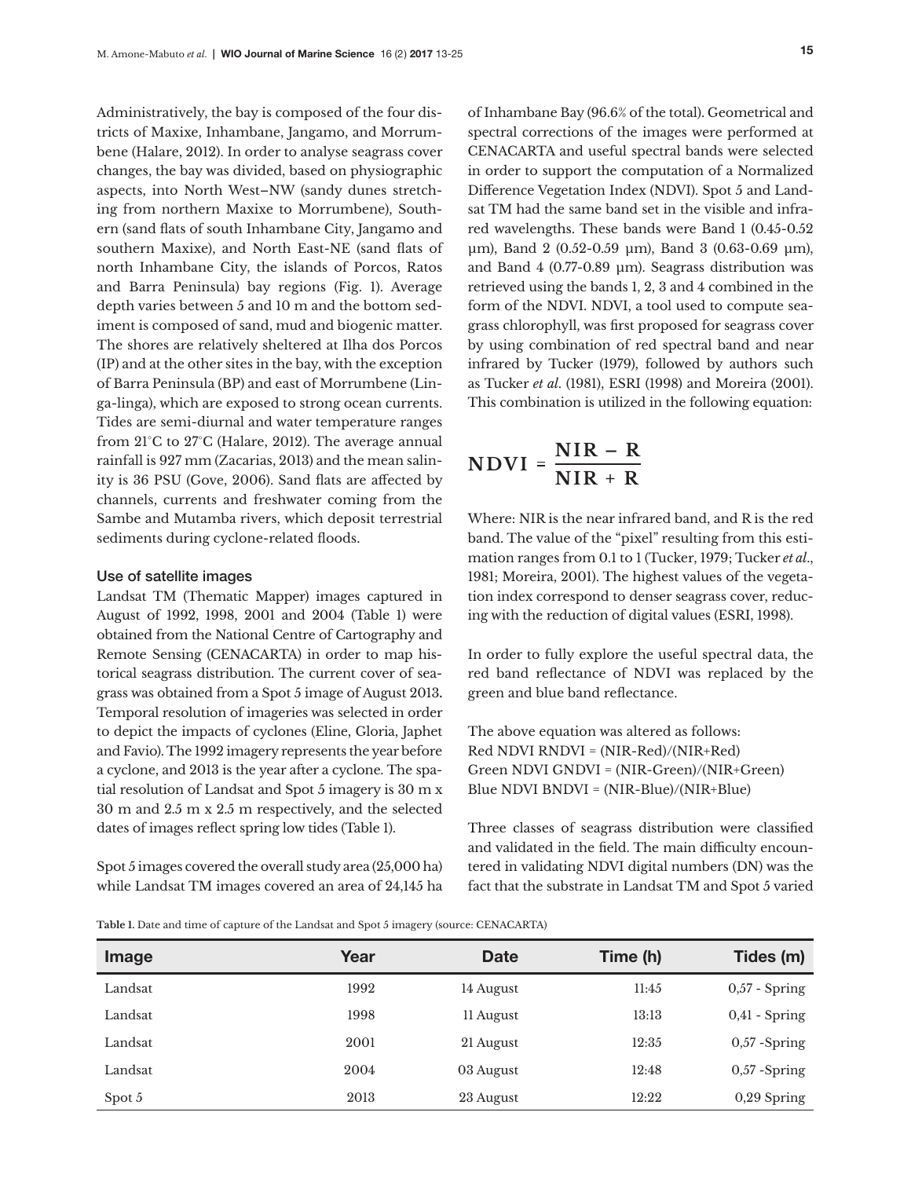Administratively, the bay is composed of the four districts of Maxixe, Inhambane, Jangamo, and Morrumbene (Halare, 2012). In order to analyse seagrass cover changes, the bay was divided, based on physiographic aspects, into North West–NW (sandy dunes stretching from northern Maxixe to Morrumbene), Southern (sand flats of south Inhambane City, Jangamo and southern Maxixe), and North East-NE (sand flats of north Inhambane City, the islands of Porcos, Ratos and Barra Peninsula) bay regions (Fig. 1). Average depth varies between 5 and 10 m and the bottom sediment is composed of sand, mud and biogenic matter. The shores are relatively sheltered at Ilha dos Porcos (IP) and at the other sites in the bay, with the exception of Barra Peninsula (BP) and east of Morrumbene (Linga-linga), which are exposed to strong ocean currents. Tides are semi-diurnal and water temperature ranges from 21°C to 27°C (Halare, 2012). The average annual rainfall is 927 mm (Zacarias, 2013) and the mean salinity is 36 PSU (Gove, 2006). Sand flats are affected by channels, currents and freshwater coming from the Sambe and Mutamba rivers, which deposit terrestrial sediments during cyclone-related floods.

### Use of satellite images

Landsat TM (Thematic Mapper) images captured in August of 1992, 1998, 2001 and 2004 (Table 1) were obtained from the National Centre of Cartography and Remote Sensing (CENACARTA) in order to map historical seagrass distribution. The current cover of seagrass was obtained from a Spot 5 image of August 2013. Temporal resolution of imageries was selected in order to depict the impacts of cyclones (Eline, Gloria, Japhet and Favio). The 1992 imagery represents the year before a cyclone, and 2013 is the year after a cyclone. The spatial resolution of Landsat and Spot 5 imagery is 30 m x 30 m and 2.5 m x 2.5 m respectively, and the selected dates of images reflect spring low tides (Table 1).

Spot 5 images covered the overall study area (25,000 ha) while Landsat TM images covered an area of 24,145 ha of Inhambane Bay (96.6% of the total). Geometrical and spectral corrections of the images were performed at CENACARTA and useful spectral bands were selected in order to support the computation of a Normalized Difference Vegetation Index (NDVI). Spot 5 and Landsat TM had the same band set in the visible and infrared wavelengths. These bands were Band 1 (0.45-0.52 µm), Band 2 (0.52-0.59 µm), Band 3 (0.63-0.69 µm), and Band 4 (0.77-0.89 µm). Seagrass distribution was retrieved using the bands 1, 2, 3 and 4 combined in the form of the NDVI. NDVI, a tool used to compute seagrass chlorophyll, was first proposed for seagrass cover by using combination of red spectral band and near infrared by Tucker (1979), followed by authors such as Tucker *et al*. (1981), ESRI (1998) and Moreira (2001). This combination is utilized in the following equation:

$$\mathbf{NDVI} = \frac{\mathbf{NIR - R}}{\mathbf{NIR + R}}$$

Where: NIR is the near infrared band, and R is the red band. The value of the "pixel" resulting from this estimation ranges from 0.1 to 1 (Tucker, 1979; Tucker *et al*., 1981; Moreira, 2001). The highest values of the vegetation index correspond to denser seagrass cover, reducing with the reduction of digital values (ESRI, 1998).

In order to fully explore the useful spectral data, the red band reflectance of NDVI was replaced by the green and blue band reflectance.

The above equation was altered as follows:
Red NDVI RNDVI = (NIR-Red)/(NIR+Red)
Green NDVI GNDVI = (NIR-Green)/(NIR+Green)
Blue NDVI BNDVI = (NIR-Blue)/(NIR+Blue)

Three classes of seagrass distribution were classified and validated in the field. The main difficulty encountered in validating NDVI digital numbers (DN) was the fact that the substrate in Landsat TM and Spot 5 varied

**Table 1.** Date and time of capture of the Landsat and Spot 5 imagery (source: CENACARTA)

| Image | Year | Date | Time (h) | Tides (m) |
|---|---|---|---|---|
| Landsat | 1992 | 14 August | 11:45 | 0,57 - Spring |
| Landsat | 1998 | 11 August | 13:13 | 0,41 - Spring |
| Landsat | 2001 | 21 August | 12:35 | 0,57 -Spring |
| Landsat | 2004 | 03 August | 12:48 | 0,57 -Spring |
| Spot 5 | 2013 | 23 August | 12:22 | 0,29 Spring |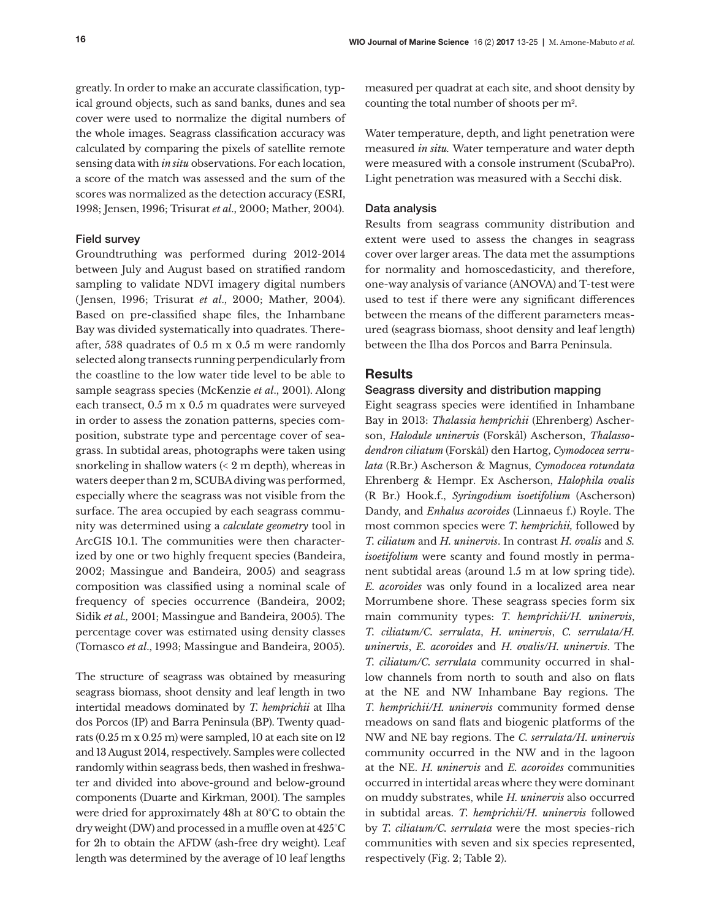greatly. In order to make an accurate classification, typical ground objects, such as sand banks, dunes and sea cover were used to normalize the digital numbers of the whole images. Seagrass classification accuracy was calculated by comparing the pixels of satellite remote sensing data with *in situ* observations. For each location, a score of the match was assessed and the sum of the scores was normalized as the detection accuracy (ESRI, 1998; Jensen, 1996; Trisurat *et al*., 2000; Mather, 2004).

### Field survey

Groundtruthing was performed during 2012-2014 between July and August based on stratified random sampling to validate NDVI imagery digital numbers (Jensen, 1996; Trisurat *et al*., 2000; Mather, 2004). Based on pre-classified shape files, the Inhambane Bay was divided systematically into quadrates. Thereafter, 538 quadrates of 0.5 m x 0.5 m were randomly selected along transects running perpendicularly from the coastline to the low water tide level to be able to sample seagrass species (McKenzie *et al*., 2001). Along each transect, 0.5 m x 0.5 m quadrates were surveyed in order to assess the zonation patterns, species composition, substrate type and percentage cover of seagrass. In subtidal areas, photographs were taken using snorkeling in shallow waters (< 2 m depth), whereas in waters deeper than 2 m, SCUBA diving was performed, especially where the seagrass was not visible from the surface. The area occupied by each seagrass community was determined using a *calculate geometry* tool in ArcGIS 10.1. The communities were then characterized by one or two highly frequent species (Bandeira, 2002; Massingue and Bandeira, 2005) and seagrass composition was classified using a nominal scale of frequency of species occurrence (Bandeira, 2002; Sidik *et al.,* 2001; Massingue and Bandeira, 2005). The percentage cover was estimated using density classes (Tomasco *et al*., 1993; Massingue and Bandeira, 2005).

The structure of seagrass was obtained by measuring seagrass biomass, shoot density and leaf length in two intertidal meadows dominated by *T. hemprichii* at Ilha dos Porcos (IP) and Barra Peninsula (BP). Twenty quadrats (0.25 m x 0.25 m) were sampled, 10 at each site on 12 and 13 August 2014, respectively. Samples were collected randomly within seagrass beds, then washed in freshwater and divided into above-ground and below-ground components (Duarte and Kirkman, 2001). The samples were dried for approximately 48h at 80°C to obtain the dry weight (DW) and processed in a muffle oven at 425°C for 2h to obtain the AFDW (ash-free dry weight). Leaf length was determined by the average of 10 leaf lengths measured per quadrat at each site, and shoot density by counting the total number of shoots per m$^2$.

Water temperature, depth, and light penetration were measured *in situ.* Water temperature and water depth were measured with a console instrument (ScubaPro). Light penetration was measured with a Secchi disk.

### Data analysis

Results from seagrass community distribution and extent were used to assess the changes in seagrass cover over larger areas. The data met the assumptions for normality and homoscedasticity, and therefore, one-way analysis of variance (ANOVA) and T-test were used to test if there were any significant differences between the means of the different parameters measured (seagrass biomass, shoot density and leaf length) between the Ilha dos Porcos and Barra Peninsula.

## Results

### Seagrass diversity and distribution mapping

Eight seagrass species were identified in Inhambane Bay in 2013: *Thalassia hemprichii* (Ehrenberg) Ascherson, *Halodule uninervis* (Forskål) Ascherson, *Thalassodendron ciliatum* (Forskål) den Hartog, *Cymodocea serrulata* (R.Br.) Ascherson & Magnus, *Cymodocea rotundata* Ehrenberg & Hempr. Ex Ascherson, *Halophila ovalis* (R Br.) Hook.f., *Syringodium isoetifolium* (Ascherson) Dandy, and *Enhalus acoroides* (Linnaeus f.) Royle. The most common species were *T. hemprichii,* followed by *T. ciliatum* and *H. uninervis*. In contrast *H. ovalis* and *S. isoetifolium* were scanty and found mostly in permanent subtidal areas (around 1.5 m at low spring tide). *E. acoroides* was only found in a localized area near Morrumbene shore. These seagrass species form six main community types: *T. hemprichii/H. uninervis*, *T. ciliatum/C. serrulata*, *H. uninervis*, *C. serrulata/H. uninervis*, *E. acoroides* and *H. ovalis/H. uninervis*. The *T. ciliatum/C. serrulata* community occurred in shallow channels from north to south and also on flats at the NE and NW Inhambane Bay regions. The *T. hemprichii/H. uninervis* community formed dense meadows on sand flats and biogenic platforms of the NW and NE bay regions. The *C. serrulata/H. uninervis* community occurred in the NW and in the lagoon at the NE. *H. uninervis* and *E. acoroides* communities occurred in intertidal areas where they were dominant on muddy substrates, while *H. uninervis* also occurred in subtidal areas. *T. hemprichii/H. uninervis* followed by *T. ciliatum/C. serrulata* were the most species-rich communities with seven and six species represented, respectively (Fig. 2; Table 2).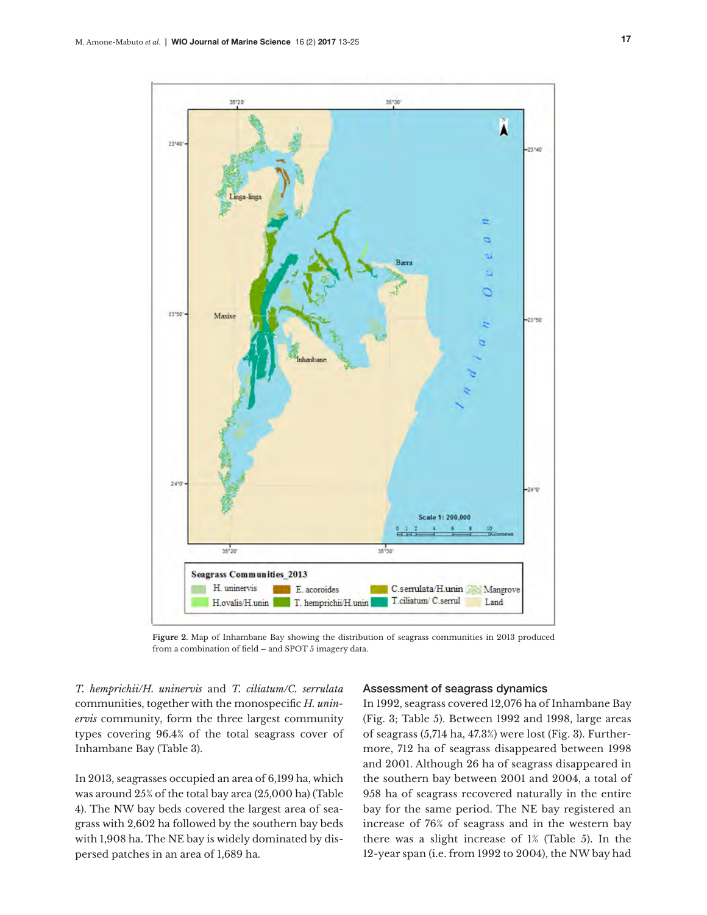Figure 2. Map of Inhambane Bay showing the distribution of seagrass communities in 2013 produced from a combination of field – and SPOT 5 imagery data.

*T. hemprichii/H. uninervis* and *T. ciliatum/C. serrulata* communities, together with the monospecific *H. uninervis* community, form the three largest community types covering 96.4% of the total seagrass cover of Inhambane Bay (Table 3).

In 2013, seagrasses occupied an area of 6,199 ha, which was around 25% of the total bay area (25,000 ha) (Table 4). The NW bay beds covered the largest area of seagrass with 2,602 ha followed by the southern bay beds with 1,908 ha. The NE bay is widely dominated by dispersed patches in an area of 1,689 ha.

### Assessment of seagrass dynamics

In 1992, seagrass covered 12,076 ha of Inhambane Bay (Fig. 3; Table 5). Between 1992 and 1998, large areas of seagrass (5,714 ha, 47.3%) were lost (Fig. 3). Furthermore, 712 ha of seagrass disappeared between 1998 and 2001. Although 26 ha of seagrass disappeared in the southern bay between 2001 and 2004, a total of 958 ha of seagrass recovered naturally in the entire bay for the same period. The NE bay registered an increase of 76% of seagrass and in the western bay there was a slight increase of 1% (Table 5). In the 12-year span (i.e. from 1992 to 2004), the NW bay had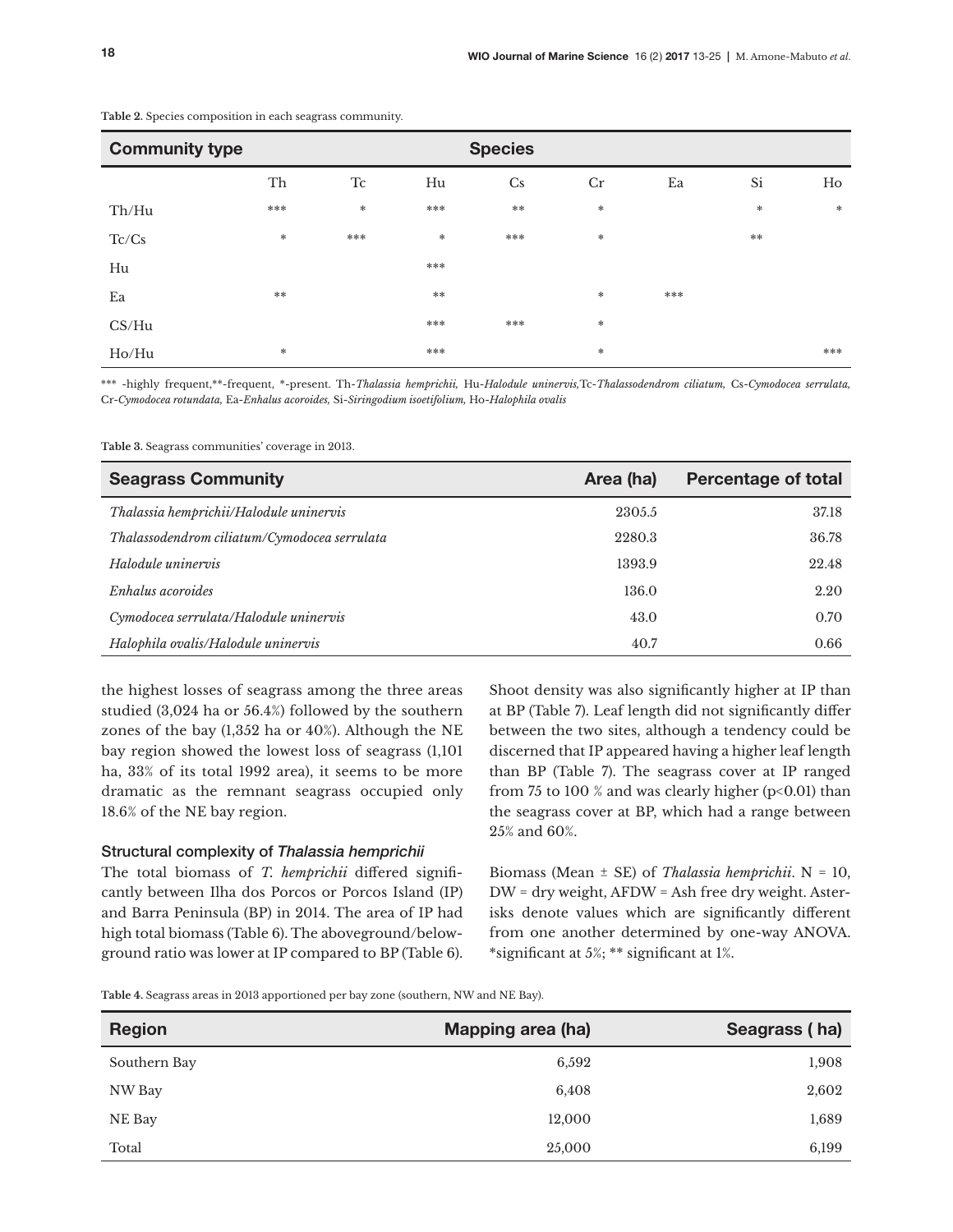**Table 2.** Species composition in each seagrass community.

| Community type | Species | | | | | | | |
|---|---|---|---|---|---|---|---|---|
| | Th | Tc | Hu | Cs | Cr | Ea | Si | Ho |
| Th/Hu | *** | * | *** | ** | * | | * | * |
| Tc/Cs | * | *** | * | *** | * | | ** | |
| Hu | | | *** | | | | | |
| Ea | ** | | ** | | * | *** | | |
| CS/Hu | | | *** | *** | * | | | |
| Ho/Hu | * | | *** | | * | | | *** |

*** -highly frequent,**-frequent, *-present. Th-*Thalassia hemprichii,* Hu-*Halodule uninervis,*Tc-*Thalassodendrom ciliatum,* Cs-*Cymodocea serrulata,* Cr-*Cymodocea rotundata,* Ea-*Enhalus acoroides,* Si-*Siringodium isoetifolium,* Ho-*Halophila ovalis*

**Table 3.** Seagrass communities' coverage in 2013.

| Seagrass Community | Area (ha) | Percentage of total |
|---|---|---|
| *Thalassia hemprichii/Halodule uninervis* | 2305.5 | 37.18 |
| *Thalassodendrom ciliatum/Cymodocea serrulata* | 2280.3 | 36.78 |
| *Halodule uninervis* | 1393.9 | 22.48 |
| *Enhalus acoroides* | 136.0 | 2.20 |
| *Cymodocea serrulata/Halodule uninervis* | 43.0 | 0.70 |
| *Halophila ovalis/Halodule uninervis* | 40.7 | 0.66 |

the highest losses of seagrass among the three areas studied (3,024 ha or 56.4%) followed by the southern zones of the bay (1,352 ha or 40%). Although the NE bay region showed the lowest loss of seagrass (1,101 ha, 33% of its total 1992 area), it seems to be more dramatic as the remnant seagrass occupied only 18.6% of the NE bay region.

### Structural complexity of *Thalassia hemprichii*

The total biomass of *T. hemprichii* differed significantly between Ilha dos Porcos or Porcos Island (IP) and Barra Peninsula (BP) in 2014. The area of IP had high total biomass (Table 6). The aboveground/belowground ratio was lower at IP compared to BP (Table 6). Shoot density was also significantly higher at IP than at BP (Table 7). Leaf length did not significantly differ between the two sites, although a tendency could be discerned that IP appeared having a higher leaf length than BP (Table 7). The seagrass cover at IP ranged from 75 to 100 % and was clearly higher ($p<0.01$) than the seagrass cover at BP, which had a range between 25% and 60%.

Biomass (Mean ± SE) of *Thalassia hemprichii*. N = 10, DW = dry weight, AFDW = Ash free dry weight. Asterisks denote values which are significantly different from one another determined by one-way ANOVA. *significant at 5%; ** significant at 1%.

**Table 4.** Seagrass areas in 2013 apportioned per bay zone (southern, NW and NE Bay).

| Region | Mapping area (ha) | Seagrass ( ha) |
|---|---|---|
| Southern Bay | 6,592 | 1,908 |
| NW Bay | 6,408 | 2,602 |
| NE Bay | 12,000 | 1,689 |
| Total | 25,000 | 6,199 |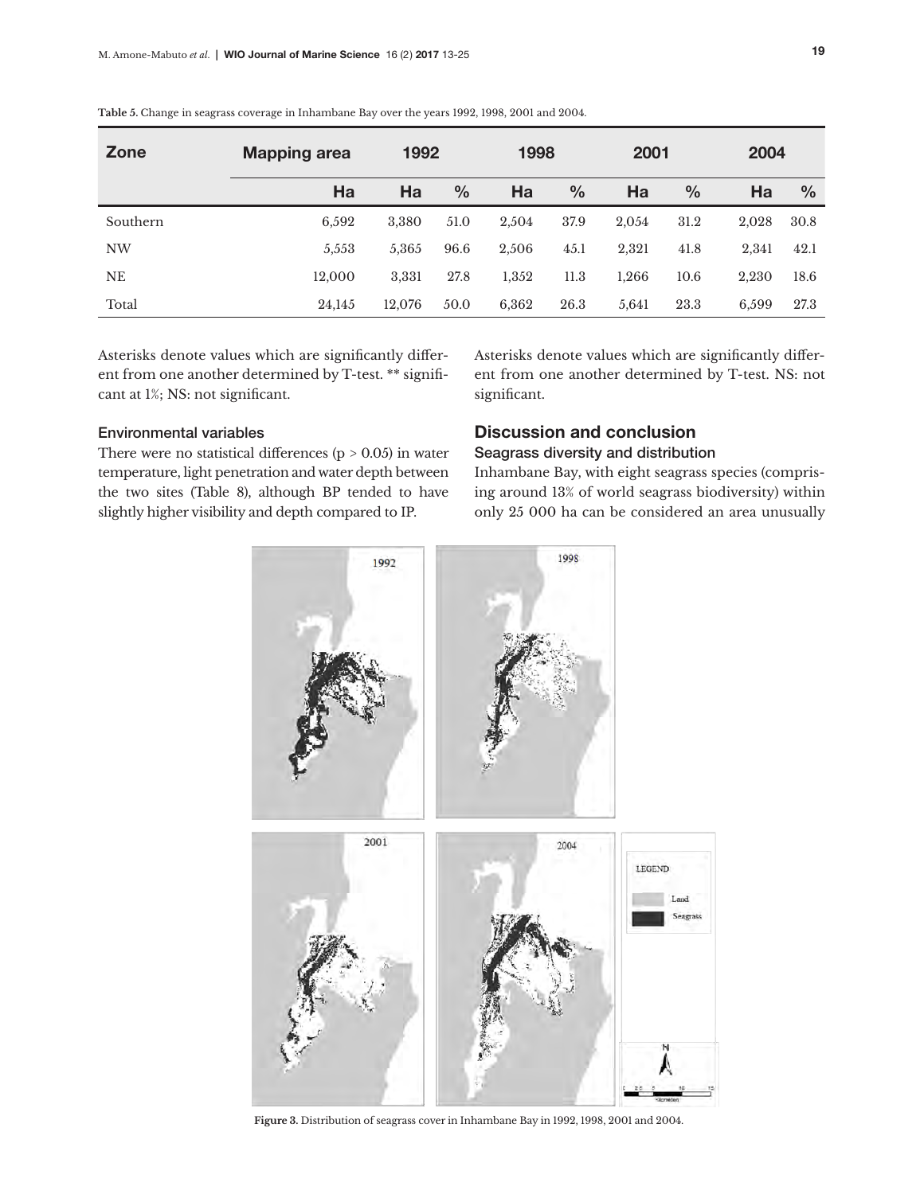**Table 5.** Change in seagrass coverage in Inhambane Bay over the years 1992, 1998, 2001 and 2004.

| Zone | Mapping area | 1992 | | 1998 | | 2001 | | 2004 | |
|---|---|---|---|---|---|---|---|---|---|
| | Ha | Ha | % | Ha | % | Ha | % | Ha | % |
| Southern | 6,592 | 3,380 | 51.0 | 2,504 | 37.9 | 2,054 | 31.2 | 2,028 | 30.8 |
| NW | 5,553 | 5,365 | 96.6 | 2,506 | 45.1 | 2,321 | 41.8 | 2,341 | 42.1 |
| NE | 12,000 | 3,331 | 27.8 | 1,352 | 11.3 | 1,266 | 10.6 | 2,230 | 18.6 |
| Total | 24,145 | 12,076 | 50.0 | 6,362 | 26.3 | 5,641 | 23.3 | 6,599 | 27.3 |

Asterisks denote values which are significantly different from one another determined by T-test. ** significant at 1%; NS: not significant.

### Environmental variables

There were no statistical differences ($p > 0.05$) in water temperature, light penetration and water depth between the two sites (Table 8), although BP tended to have slightly higher visibility and depth compared to IP.

Asterisks denote values which are significantly different from one another determined by T-test. NS: not significant.

## Discussion and conclusion

### Seagrass diversity and distribution

Inhambane Bay, with eight seagrass species (comprising around 13% of world seagrass biodiversity) within only 25 000 ha can be considered an area unusually

**Figure 3.** Distribution of seagrass cover in Inhambane Bay in 1992, 1998, 2001 and 2004.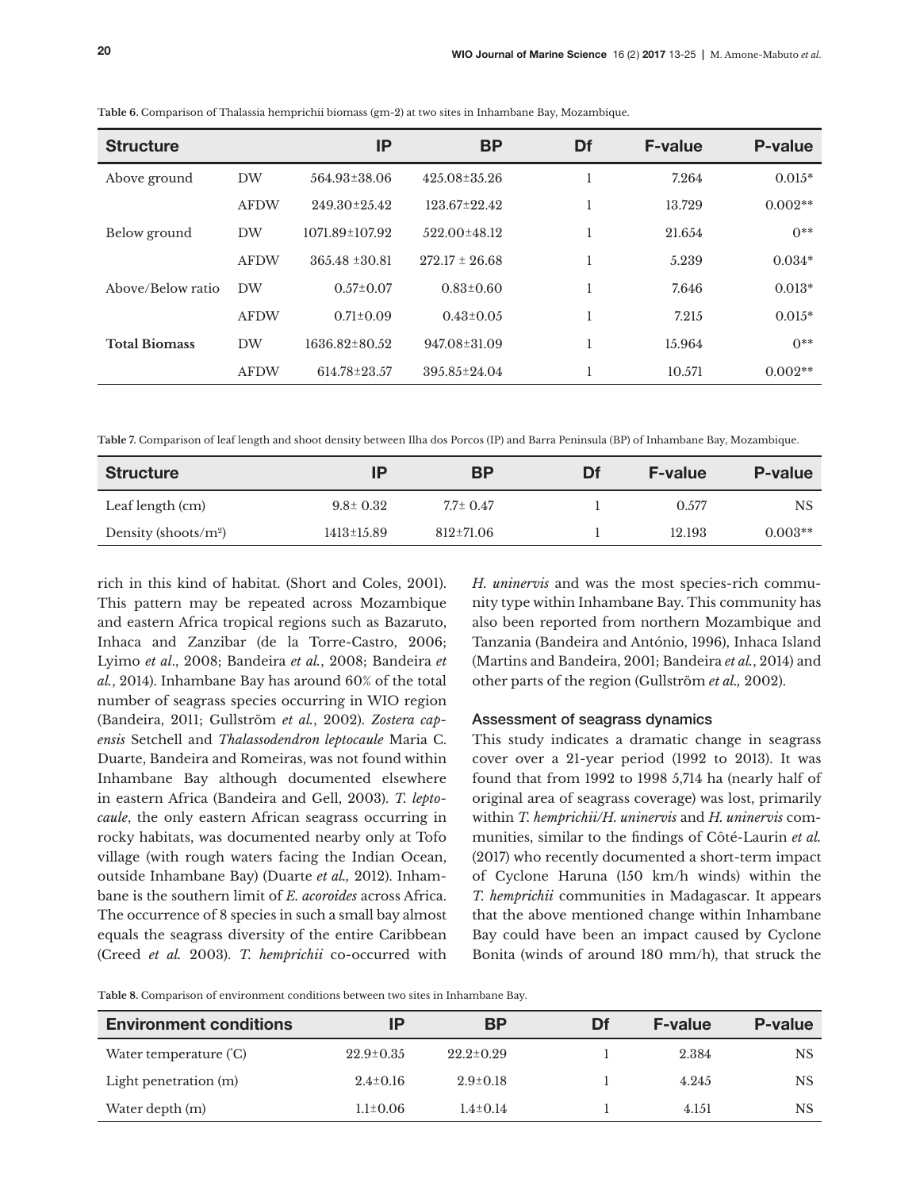**Table 6.** Comparison of Thalassia hemprichii biomass (gm-2) at two sites in Inhambane Bay, Mozambique.

| Structure | | IP | BP | Df | F-value | P-value |
|---|---|---|---|---|---|---|
| Above ground | DW | 564.93±38.06 | 425.08±35.26 | 1 | 7.264 | 0.015* |
| | AFDW | 249.30±25.42 | 123.67±22.42 | 1 | 13.729 | 0.002** |
| Below ground | DW | 1071.89±107.92 | 522.00±48.12 | 1 | 21.654 | 0** |
| | AFDW | 365.48 ±30.81 | 272.17 ± 26.68 | 1 | 5.239 | 0.034* |
| Above/Below ratio | DW | 0.57±0.07 | 0.83±0.60 | 1 | 7.646 | 0.013* |
| | AFDW | 0.71±0.09 | 0.43±0.05 | 1 | 7.215 | 0.015* |
| **Total Biomass** | DW | 1636.82±80.52 | 947.08±31.09 | 1 | 15.964 | 0** |
| | AFDW | 614.78±23.57 | 395.85±24.04 | 1 | 10.571 | 0.002** |

**Table 7.** Comparison of leaf length and shoot density between Ilha dos Porcos (IP) and Barra Peninsula (BP) of Inhambane Bay, Mozambique.

| Structure | IP | BP | Df | F-value | P-value |
|---|---|---|---|---|---|
| Leaf length (cm) | 9.8± 0.32 | 7.7± 0.47 | 1 | 0.577 | NS |
| Density (shoots/m²) | 1413±15.89 | 812±71.06 | 1 | 12.193 | 0.003** |

rich in this kind of habitat. (Short and Coles, 2001). This pattern may be repeated across Mozambique and eastern Africa tropical regions such as Bazaruto, Inhaca and Zanzibar (de la Torre-Castro, 2006; Lyimo *et al*., 2008; Bandeira *et al.*, 2008; Bandeira *et al.*, 2014). Inhambane Bay has around 60% of the total number of seagrass species occurring in WIO region (Bandeira, 2011; Gullström *et al.*, 2002). *Zostera capensis* Setchell and *Thalassodendron leptocaule* Maria C. Duarte, Bandeira and Romeiras, was not found within Inhambane Bay although documented elsewhere in eastern Africa (Bandeira and Gell, 2003). *T. leptocaule*, the only eastern African seagrass occurring in rocky habitats, was documented nearby only at Tofo village (with rough waters facing the Indian Ocean, outside Inhambane Bay) (Duarte *et al.,* 2012). Inhambane is the southern limit of *E. acoroides* across Africa. The occurrence of 8 species in such a small bay almost equals the seagrass diversity of the entire Caribbean (Creed *et al.* 2003). *T. hemprichii* co-occurred with *H. uninervis* and was the most species-rich community type within Inhambane Bay. This community has also been reported from northern Mozambique and Tanzania (Bandeira and António, 1996), Inhaca Island (Martins and Bandeira, 2001; Bandeira *et al.*, 2014) and other parts of the region (Gullström *et al.,* 2002).

### Assessment of seagrass dynamics

This study indicates a dramatic change in seagrass cover over a 21-year period (1992 to 2013). It was found that from 1992 to 1998 5,714 ha (nearly half of original area of seagrass coverage) was lost, primarily within *T. hemprichii/H. uninervis* and *H. uninervis* communities, similar to the findings of Côté-Laurin *et al.* (2017) who recently documented a short-term impact of Cyclone Haruna (150 km/h winds) within the *T. hemprichii* communities in Madagascar. It appears that the above mentioned change within Inhambane Bay could have been an impact caused by Cyclone Bonita (winds of around 180 mm/h), that struck the

**Table 8.** Comparison of environment conditions between two sites in Inhambane Bay.

| Environment conditions | IP | BP | Df | F-value | P-value |
|---|---|---|---|---|---|
| Water temperature (°C) | 22.9±0.35 | 22.2±0.29 | 1 | 2.384 | NS |
| Light penetration (m) | 2.4±0.16 | 2.9±0.18 | 1 | 4.245 | NS |
| Water depth (m) | 1.1±0.06 | 1.4±0.14 | 1 | 4.151 | NS |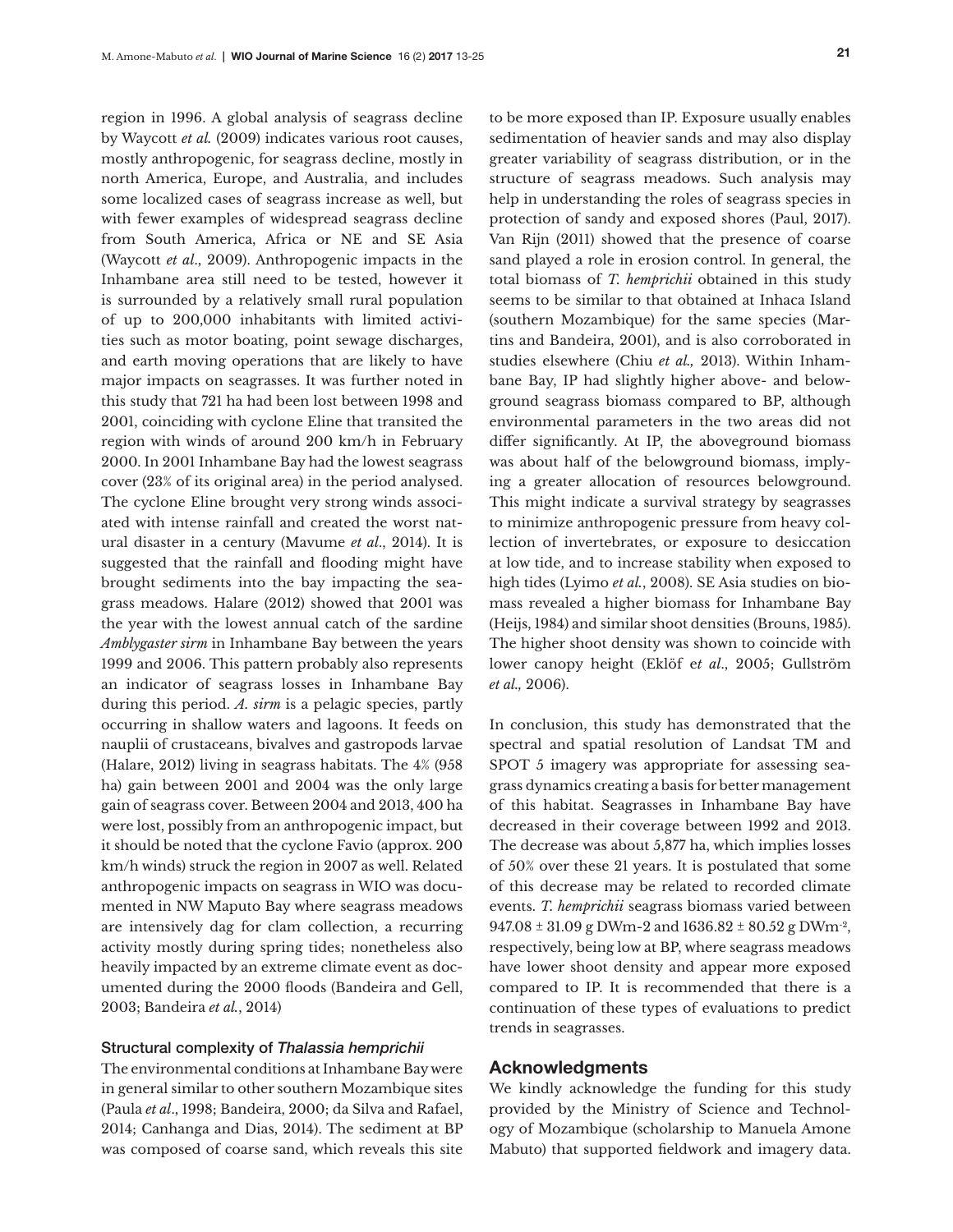region in 1996. A global analysis of seagrass decline by Waycott *et al.* (2009) indicates various root causes, mostly anthropogenic, for seagrass decline, mostly in north America, Europe, and Australia, and includes some localized cases of seagrass increase as well, but with fewer examples of widespread seagrass decline from South America, Africa or NE and SE Asia (Waycott *et al*., 2009). Anthropogenic impacts in the Inhambane area still need to be tested, however it is surrounded by a relatively small rural population of up to 200,000 inhabitants with limited activities such as motor boating, point sewage discharges, and earth moving operations that are likely to have major impacts on seagrasses. It was further noted in this study that 721 ha had been lost between 1998 and 2001, coinciding with cyclone Eline that transited the region with winds of around 200 km/h in February 2000. In 2001 Inhambane Bay had the lowest seagrass cover (23% of its original area) in the period analysed. The cyclone Eline brought very strong winds associated with intense rainfall and created the worst natural disaster in a century (Mavume *et al*., 2014). It is suggested that the rainfall and flooding might have brought sediments into the bay impacting the seagrass meadows. Halare (2012) showed that 2001 was the year with the lowest annual catch of the sardine *Amblygaster sirm* in Inhambane Bay between the years 1999 and 2006. This pattern probably also represents an indicator of seagrass losses in Inhambane Bay during this period. *A. sirm* is a pelagic species, partly occurring in shallow waters and lagoons. It feeds on nauplii of crustaceans, bivalves and gastropods larvae (Halare, 2012) living in seagrass habitats. The 4% (958 ha) gain between 2001 and 2004 was the only large gain of seagrass cover. Between 2004 and 2013, 400 ha were lost, possibly from an anthropogenic impact, but it should be noted that the cyclone Favio (approx. 200 km/h winds) struck the region in 2007 as well. Related anthropogenic impacts on seagrass in WIO was documented in NW Maputo Bay where seagrass meadows are intensively dag for clam collection, a recurring activity mostly during spring tides; nonetheless also heavily impacted by an extreme climate event as documented during the 2000 floods (Bandeira and Gell, 2003; Bandeira *et al.*, 2014)

### Structural complexity of *Thalassia hemprichii*

The environmental conditions at Inhambane Bay were in general similar to other southern Mozambique sites (Paula *et al*., 1998; Bandeira, 2000; da Silva and Rafael, 2014; Canhanga and Dias, 2014). The sediment at BP was composed of coarse sand, which reveals this site to be more exposed than IP. Exposure usually enables sedimentation of heavier sands and may also display greater variability of seagrass distribution, or in the structure of seagrass meadows. Such analysis may help in understanding the roles of seagrass species in protection of sandy and exposed shores (Paul, 2017). Van Rijn (2011) showed that the presence of coarse sand played a role in erosion control. In general, the total biomass of *T. hemprichii* obtained in this study seems to be similar to that obtained at Inhaca Island (southern Mozambique) for the same species (Martins and Bandeira, 2001), and is also corroborated in studies elsewhere (Chiu *et al.,* 2013). Within Inhambane Bay, IP had slightly higher above- and belowground seagrass biomass compared to BP, although environmental parameters in the two areas did not differ significantly. At IP, the aboveground biomass was about half of the belowground biomass, implying a greater allocation of resources belowground. This might indicate a survival strategy by seagrasses to minimize anthropogenic pressure from heavy collection of invertebrates, or exposure to desiccation at low tide, and to increase stability when exposed to high tides (Lyimo *et al.*, 2008). SE Asia studies on biomass revealed a higher biomass for Inhambane Bay (Heijs, 1984) and similar shoot densities (Brouns, 1985). The higher shoot density was shown to coincide with lower canopy height (Eklöf e*t al*., 2005; Gullström *et al.,* 2006).

In conclusion, this study has demonstrated that the spectral and spatial resolution of Landsat TM and SPOT 5 imagery was appropriate for assessing seagrass dynamics creating a basis for better management of this habitat. Seagrasses in Inhambane Bay have decreased in their coverage between 1992 and 2013. The decrease was about 5,877 ha, which implies losses of 50% over these 21 years. It is postulated that some of this decrease may be related to recorded climate events. *T. hemprichii* seagrass biomass varied between 947.08 ± 31.09 g DWm-2 and 1636.82 ± 80.52 g DWm$^{-2}$, respectively, being low at BP, where seagrass meadows have lower shoot density and appear more exposed compared to IP. It is recommended that there is a continuation of these types of evaluations to predict trends in seagrasses.

## Acknowledgments

We kindly acknowledge the funding for this study provided by the Ministry of Science and Technology of Mozambique (scholarship to Manuela Amone Mabuto) that supported fieldwork and imagery data.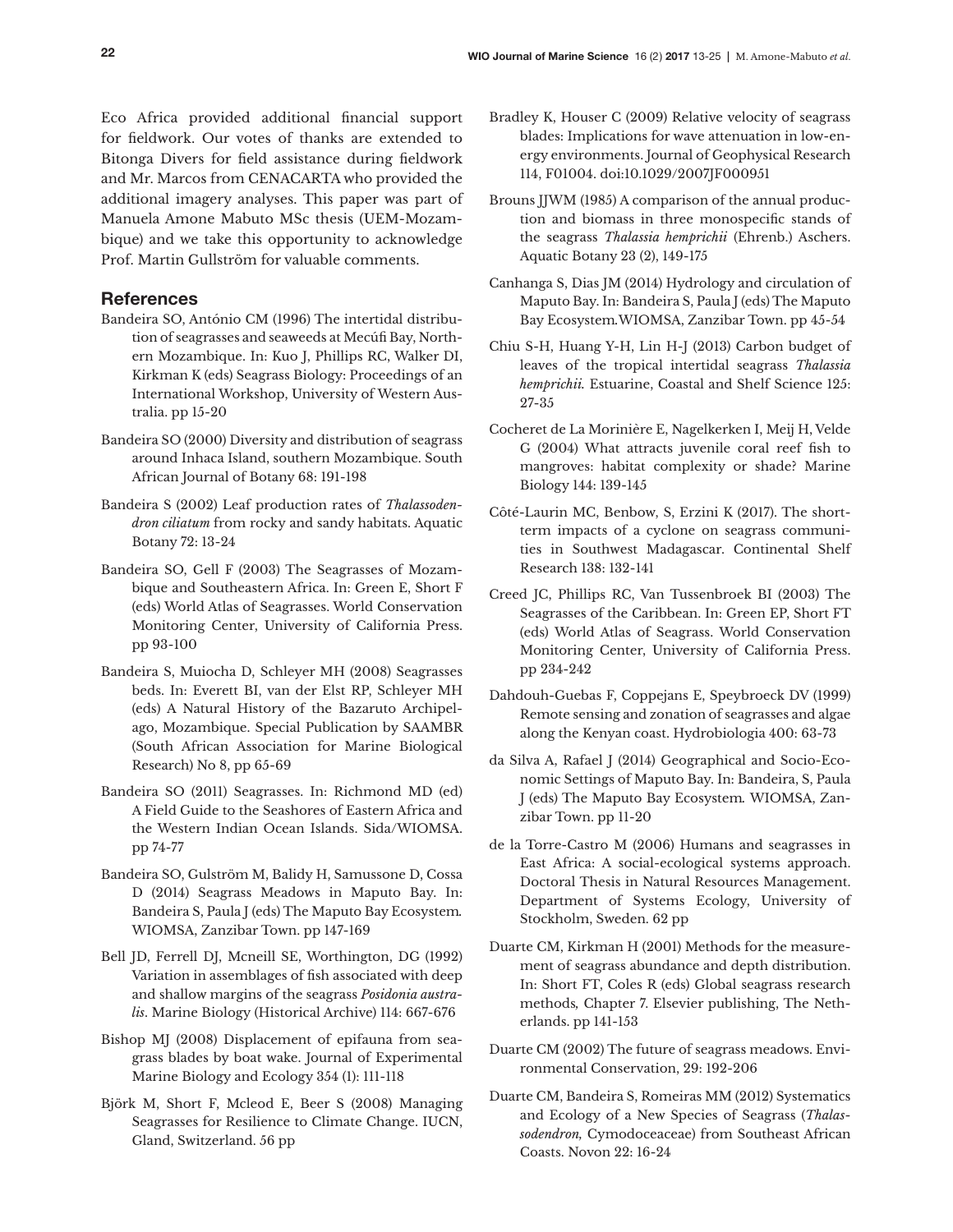Eco Africa provided additional financial support for fieldwork. Our votes of thanks are extended to Bitonga Divers for field assistance during fieldwork and Mr. Marcos from CENACARTA who provided the additional imagery analyses. This paper was part of Manuela Amone Mabuto MSc thesis (UEM-Mozambique) and we take this opportunity to acknowledge Prof. Martin Gullström for valuable comments.

## References

Bandeira SO, António CM (1996) The intertidal distribution of seagrasses and seaweeds at Mecúfi Bay, Northern Mozambique. In: Kuo J, Phillips RC, Walker DI, Kirkman K (eds) Seagrass Biology: Proceedings of an International Workshop, University of Western Australia. pp 15-20

Bandeira SO (2000) Diversity and distribution of seagrass around Inhaca Island, southern Mozambique. South African Journal of Botany 68: 191-198

Bandeira S (2002) Leaf production rates of *Thalassodendron ciliatum* from rocky and sandy habitats. Aquatic Botany 72: 13-24

Bandeira SO, Gell F (2003) The Seagrasses of Mozambique and Southeastern Africa. In: Green E, Short F (eds) World Atlas of Seagrasses. World Conservation Monitoring Center, University of California Press. pp 93-100

Bandeira S, Muiocha D, Schleyer MH (2008) Seagrasses beds. In: Everett BI, van der Elst RP, Schleyer MH (eds) A Natural History of the Bazaruto Archipelago, Mozambique. Special Publication by SAAMBR (South African Association for Marine Biological Research) No 8, pp 65-69

Bandeira SO (2011) Seagrasses. In: Richmond MD (ed) A Field Guide to the Seashores of Eastern Africa and the Western Indian Ocean Islands. Sida/WIOMSA. pp 74-77

Bandeira SO, Gulström M, Balidy H, Samussone D, Cossa D (2014) Seagrass Meadows in Maputo Bay. In: Bandeira S, Paula J (eds) The Maputo Bay Ecosystem. WIOMSA, Zanzibar Town. pp 147-169

Bell JD, Ferrell DJ, Mcneill SE, Worthington, DG (1992) Variation in assemblages of fish associated with deep and shallow margins of the seagrass *Posidonia australis*. Marine Biology (Historical Archive) 114: 667-676

Bishop MJ (2008) Displacement of epifauna from seagrass blades by boat wake. Journal of Experimental Marine Biology and Ecology 354 (1): 111-118

Björk M, Short F, Mcleod E, Beer S (2008) Managing Seagrasses for Resilience to Climate Change. IUCN, Gland, Switzerland. 56 pp

Bradley K, Houser C (2009) Relative velocity of seagrass blades: Implications for wave attenuation in low-energy environments. Journal of Geophysical Research 114, F01004. doi:10.1029/2007JF000951

Brouns JJWM (1985) A comparison of the annual production and biomass in three monospecific stands of the seagrass *Thalassia hemprichii* (Ehrenb.) Aschers. Aquatic Botany 23 (2), 149-175

Canhanga S, Dias JM (2014) Hydrology and circulation of Maputo Bay. In: Bandeira S, Paula J (eds) The Maputo Bay Ecosystem. WIOMSA, Zanzibar Town. pp 45-54

Chiu S-H, Huang Y-H, Lin H-J (2013) Carbon budget of leaves of the tropical intertidal seagrass *Thalassia hemprichii*. Estuarine, Coastal and Shelf Science 125: 27-35

Cocheret de La Morinière E, Nagelkerken I, Meij H, Velde G (2004) What attracts juvenile coral reef fish to mangroves: habitat complexity or shade? Marine Biology 144: 139-145

Côté-Laurin MC, Benbow, S, Erzini K (2017). The short-term impacts of a cyclone on seagrass communities in Southwest Madagascar. Continental Shelf Research 138: 132-141

Creed JC, Phillips RC, Van Tussenbroek BI (2003) The Seagrasses of the Caribbean. In: Green EP, Short FT (eds) World Atlas of Seagrass. World Conservation Monitoring Center, University of California Press. pp 234-242

Dahdouh-Guebas F, Coppejans E, Speybroeck DV (1999) Remote sensing and zonation of seagrasses and algae along the Kenyan coast. Hydrobiologia 400: 63-73

da Silva A, Rafael J (2014) Geographical and Socio-Economic Settings of Maputo Bay. In: Bandeira, S, Paula J (eds) The Maputo Bay Ecosystem. WIOMSA, Zanzibar Town. pp 11-20

de la Torre-Castro M (2006) Humans and seagrasses in East Africa: A social-ecological systems approach. Doctoral Thesis in Natural Resources Management. Department of Systems Ecology, University of Stockholm, Sweden. 62 pp

Duarte CM, Kirkman H (2001) Methods for the measurement of seagrass abundance and depth distribution. In: Short FT, Coles R (eds) Global seagrass research methods, Chapter 7. Elsevier publishing, The Netherlands. pp 141-153

Duarte CM (2002) The future of seagrass meadows. Environmental Conservation, 29: 192-206

Duarte CM, Bandeira S, Romeiras MM (2012) Systematics and Ecology of a New Species of Seagrass (*Thalassodendron*, Cymodoceaceae) from Southeast African Coasts. Novon 22: 16-24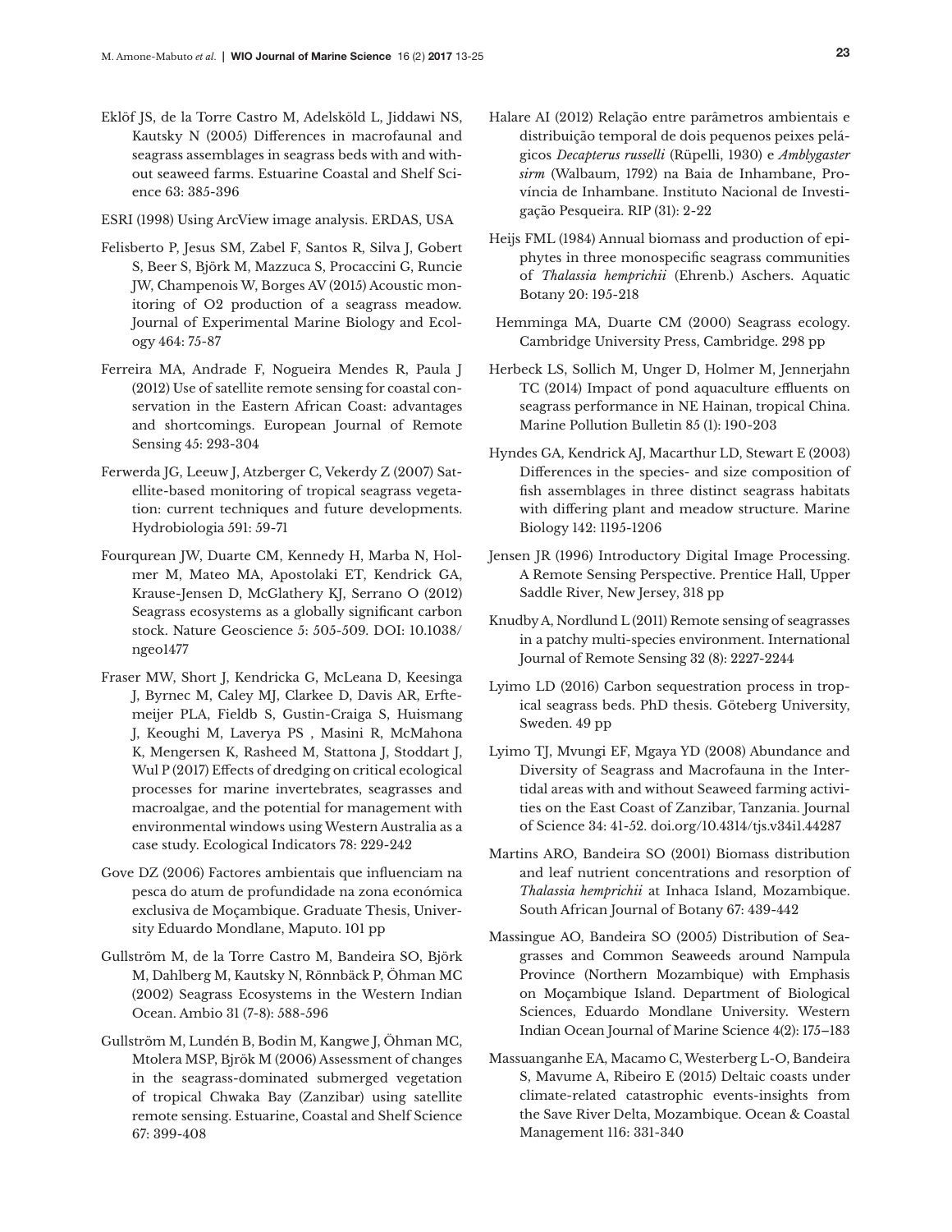Eklöf JS, de la Torre Castro M, Adelsköld L, Jiddawi NS, Kautsky N (2005) Differences in macrofaunal and seagrass assemblages in seagrass beds with and without seaweed farms. Estuarine Coastal and Shelf Science 63: 385-396

ESRI (1998) Using ArcView image analysis. ERDAS, USA

Felisberto P, Jesus SM, Zabel F, Santos R, Silva J, Gobert S, Beer S, Björk M, Mazzuca S, Procaccini G, Runcie JW, Champenois W, Borges AV (2015) Acoustic monitoring of O2 production of a seagrass meadow. Journal of Experimental Marine Biology and Ecology 464: 75-87

Ferreira MA, Andrade F, Nogueira Mendes R, Paula J (2012) Use of satellite remote sensing for coastal conservation in the Eastern African Coast: advantages and shortcomings. European Journal of Remote Sensing 45: 293-304

Ferwerda JG, Leeuw J, Atzberger C, Vekerdy Z (2007) Satellite-based monitoring of tropical seagrass vegetation: current techniques and future developments. Hydrobiologia 591: 59-71

Fourqurean JW, Duarte CM, Kennedy H, Marba N, Holmer M, Mateo MA, Apostolaki ET, Kendrick GA, Krause-Jensen D, McGlathery KJ, Serrano O (2012) Seagrass ecosystems as a globally significant carbon stock. Nature Geoscience 5: 505-509. DOI: 10.1038/ngeo1477

Fraser MW, Short J, Kendricka G, McLeana D, Keesinga J, Byrnec M, Caley MJ, Clarkee D, Davis AR, Erftemeijer PLA, Fieldb S, Gustin-Craiga S, Huismang J, Keoughi M, Laverya PS , Masini R, McMahona K, Mengersen K, Rasheed M, Stattona J, Stoddart J, Wul P (2017) Effects of dredging on critical ecological processes for marine invertebrates, seagrasses and macroalgae, and the potential for management with environmental windows using Western Australia as a case study. Ecological Indicators 78: 229-242

Gove DZ (2006) Factores ambientais que influenciam na pesca do atum de profundidade na zona económica exclusiva de Moçambique. Graduate Thesis, University Eduardo Mondlane, Maputo. 101 pp

Gullström M, de la Torre Castro M, Bandeira SO, Björk M, Dahlberg M, Kautsky N, Rönnbäck P, Öhman MC (2002) Seagrass Ecosystems in the Western Indian Ocean. Ambio 31 (7-8): 588-596

Gullström M, Lundén B, Bodin M, Kangwe J, Öhman MC, Mtolera MSP, Bjrök M (2006) Assessment of changes in the seagrass-dominated submerged vegetation of tropical Chwaka Bay (Zanzibar) using satellite remote sensing. Estuarine, Coastal and Shelf Science 67: 399-408

Halare AI (2012) Relação entre parâmetros ambientais e distribuição temporal de dois pequenos peixes pelágicos *Decapterus russelli* (Rüpelli, 1930) e *Amblygaster sirm* (Walbaum, 1792) na Baia de Inhambane, Província de Inhambane. Instituto Nacional de Investigação Pesqueira. RIP (31): 2-22

Heijs FML (1984) Annual biomass and production of epiphytes in three monospecific seagrass communities of *Thalassia hemprichii* (Ehrenb.) Aschers. Aquatic Botany 20: 195-218

Hemminga MA, Duarte CM (2000) Seagrass ecology. Cambridge University Press, Cambridge. 298 pp

Herbeck LS, Sollich M, Unger D, Holmer M, Jennerjahn TC (2014) Impact of pond aquaculture effluents on seagrass performance in NE Hainan, tropical China. Marine Pollution Bulletin 85 (1): 190-203

Hyndes GA, Kendrick AJ, Macarthur LD, Stewart E (2003) Differences in the species- and size composition of fish assemblages in three distinct seagrass habitats with differing plant and meadow structure. Marine Biology 142: 1195-1206

Jensen JR (1996) Introductory Digital Image Processing. A Remote Sensing Perspective. Prentice Hall, Upper Saddle River, New Jersey, 318 pp

Knudby A, Nordlund L (2011) Remote sensing of seagrasses in a patchy multi-species environment. International Journal of Remote Sensing 32 (8): 2227-2244

Lyimo LD (2016) Carbon sequestration process in tropical seagrass beds. PhD thesis. Göteberg University, Sweden. 49 pp

Lyimo TJ, Mvungi EF, Mgaya YD (2008) Abundance and Diversity of Seagrass and Macrofauna in the Intertidal areas with and without Seaweed farming activities on the East Coast of Zanzibar, Tanzania. Journal of Science 34: 41-52. doi.org/10.4314/tjs.v34i1.44287

Martins ARO, Bandeira SO (2001) Biomass distribution and leaf nutrient concentrations and resorption of *Thalassia hemprichii* at Inhaca Island, Mozambique. South African Journal of Botany 67: 439-442

Massingue AO, Bandeira SO (2005) Distribution of Seagrasses and Common Seaweeds around Nampula Province (Northern Mozambique) with Emphasis on Moçambique Island. Department of Biological Sciences, Eduardo Mondlane University. Western Indian Ocean Journal of Marine Science 4(2): 175–183

Massuanganhe EA, Macamo C, Westerberg L-O, Bandeira S, Mavume A, Ribeiro E (2015) Deltaic coasts under climate-related catastrophic events-insights from the Save River Delta, Mozambique. Ocean & Coastal Management 116: 331-340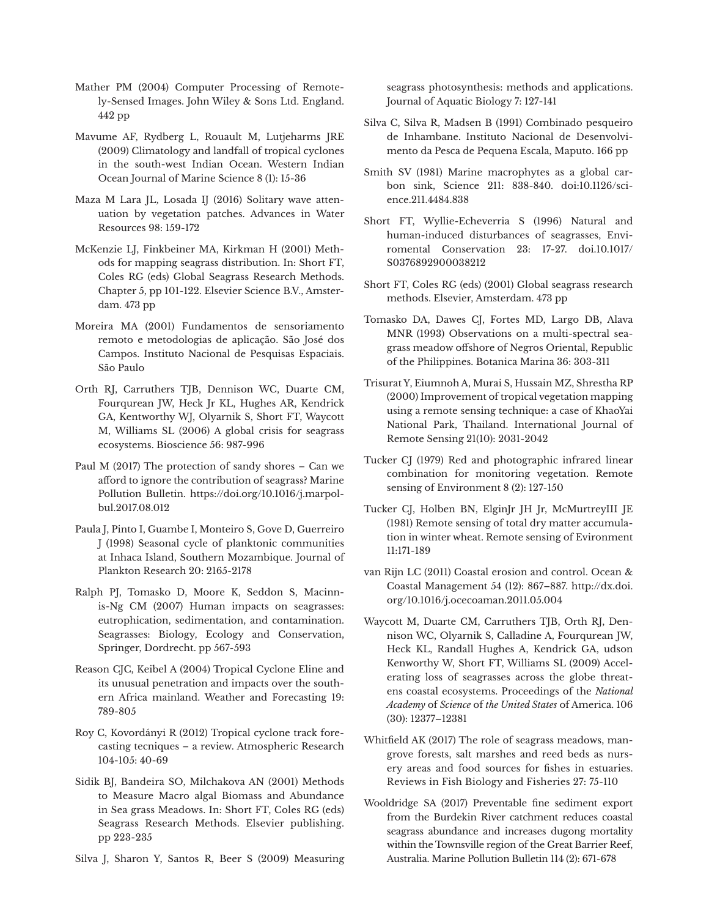Mather PM (2004) Computer Processing of Remotely-Sensed Images. John Wiley & Sons Ltd. England. 442 pp

Mavume AF, Rydberg L, Rouault M, Lutjeharms JRE (2009) Climatology and landfall of tropical cyclones in the south-west Indian Ocean. Western Indian Ocean Journal of Marine Science 8 (1): 15-36

Maza M Lara JL, Losada IJ (2016) Solitary wave attenuation by vegetation patches. Advances in Water Resources 98: 159-172

McKenzie LJ, Finkbeiner MA, Kirkman H (2001) Methods for mapping seagrass distribution. In: Short FT, Coles RG (eds) Global Seagrass Research Methods. Chapter 5, pp 101-122. Elsevier Science B.V., Amsterdam. 473 pp

Moreira MA (2001) Fundamentos de sensoriamento remoto e metodologias de aplicação. São José dos Campos. Instituto Nacional de Pesquisas Espaciais. São Paulo

Orth RJ, Carruthers TJB, Dennison WC, Duarte CM, Fourqurean JW, Heck Jr KL, Hughes AR, Kendrick GA, Kentworthy WJ, Olyarnik S, Short FT, Waycott M, Williams SL (2006) A global crisis for seagrass ecosystems. Bioscience 56: 987-996

Paul M (2017) The protection of sandy shores – Can we afford to ignore the contribution of seagrass? Marine Pollution Bulletin. https://doi.org/10.1016/j.marpolbul.2017.08.012

Paula J, Pinto I, Guambe I, Monteiro S, Gove D, Guerreiro J (1998) Seasonal cycle of planktonic communities at Inhaca Island, Southern Mozambique. Journal of Plankton Research 20: 2165-2178

Ralph PJ, Tomasko D, Moore K, Seddon S, Macinnis-Ng CM (2007) Human impacts on seagrasses: eutrophication, sedimentation, and contamination. Seagrasses: Biology, Ecology and Conservation, Springer, Dordrecht. pp 567-593

Reason CJC, Keibel A (2004) Tropical Cyclone Eline and its unusual penetration and impacts over the southern Africa mainland. Weather and Forecasting 19: 789-805

Roy C, Kovordányi R (2012) Tropical cyclone track forecasting tecniques – a review. Atmospheric Research 104-105: 40-69

Sidik BJ, Bandeira SO, Milchakova AN (2001) Methods to Measure Macro algal Biomass and Abundance in Sea grass Meadows. In: Short FT, Coles RG (eds) Seagrass Research Methods. Elsevier publishing. pp 223-235

Silva J, Sharon Y, Santos R, Beer S (2009) Measuring seagrass photosynthesis: methods and applications. Journal of Aquatic Biology 7: 127-141

Silva C, Silva R, Madsen B (1991) Combinado pesqueiro de Inhambane. Instituto Nacional de Desenvolvimento da Pesca de Pequena Escala, Maputo. 166 pp

Smith SV (1981) Marine macrophytes as a global carbon sink, Science 211: 838-840. doi:10.1126/science.211.4484.838

Short FT, Wyllie-Echeverria S (1996) Natural and human-induced disturbances of seagrasses, Enviromental Conservation 23: 17-27. doi.10.1017/S0376892900038212

Short FT, Coles RG (eds) (2001) Global seagrass research methods. Elsevier, Amsterdam. 473 pp

Tomasko DA, Dawes CJ, Fortes MD, Largo DB, Alava MNR (1993) Observations on a multi-spectral seagrass meadow offshore of Negros Oriental, Republic of the Philippines. Botanica Marina 36: 303-311

Trisurat Y, Eiumnoh A, Murai S, Hussain MZ, Shrestha RP (2000) Improvement of tropical vegetation mapping using a remote sensing technique: a case of KhaoYai National Park, Thailand. International Journal of Remote Sensing 21(10): 2031-2042

Tucker CJ (1979) Red and photographic infrared linear combination for monitoring vegetation. Remote sensing of Environment 8 (2): 127-150

Tucker CJ, Holben BN, ElginJr JH Jr, McMurtreyIII JE (1981) Remote sensing of total dry matter accumulation in winter wheat. Remote sensing of Evironment 11:171-189

van Rijn LC (2011) Coastal erosion and control. Ocean & Coastal Management 54 (12): 867–887. http://dx.doi.org/10.1016/j.ocecoaman.2011.05.004

Waycott M, Duarte CM, Carruthers TJB, Orth RJ, Dennison WC, Olyarnik S, Calladine A, Fourqurean JW, Heck KL, Randall Hughes A, Kendrick GA, udson Kenworthy W, Short FT, Williams SL (2009) Accelerating loss of seagrasses across the globe threatens coastal ecosystems. Proceedings of the *National Academy* of *Science* of *the United States* of America. 106 (30): 12377–12381

Whitfield AK (2017) The role of seagrass meadows, mangrove forests, salt marshes and reed beds as nursery areas and food sources for fishes in estuaries. Reviews in Fish Biology and Fisheries 27: 75-110

Wooldridge SA (2017) Preventable fine sediment export from the Burdekin River catchment reduces coastal seagrass abundance and increases dugong mortality within the Townsville region of the Great Barrier Reef, Australia. Marine Pollution Bulletin 114 (2): 671-678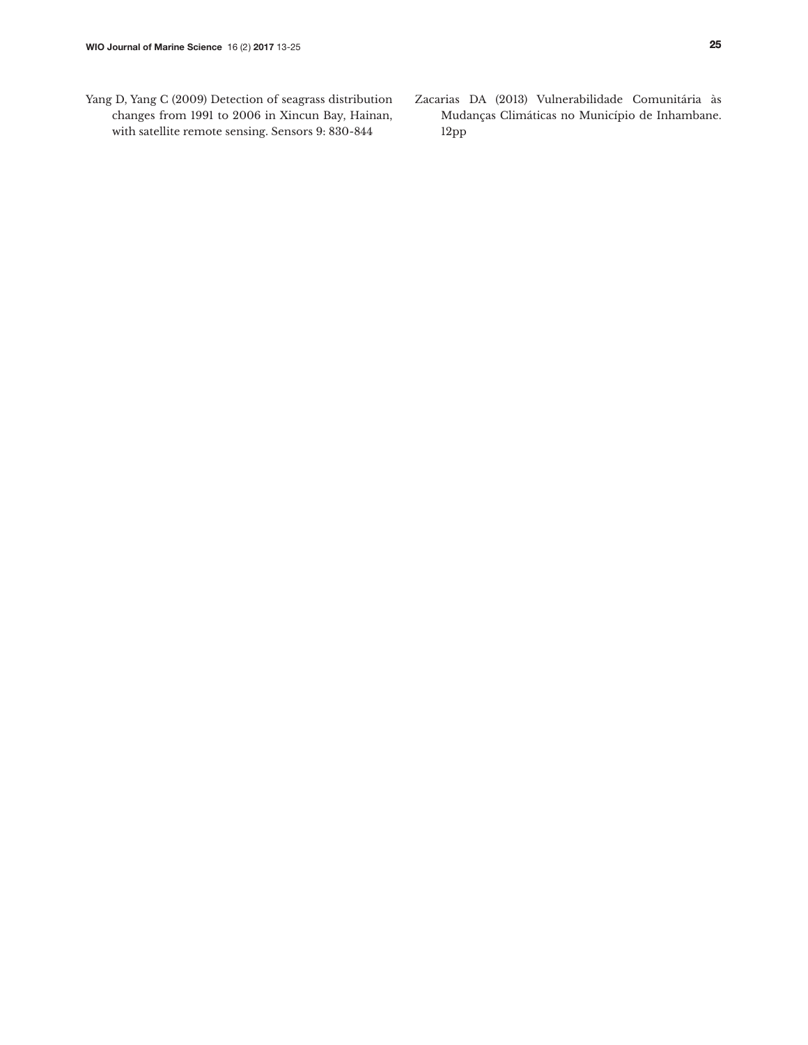Yang D, Yang C (2009) Detection of seagrass distribution changes from 1991 to 2006 in Xincun Bay, Hainan, with satellite remote sensing. Sensors 9: 830-844

Zacarias DA (2013) Vulnerabilidade Comunitária às Mudanças Climáticas no Município de Inhambane. 12pp